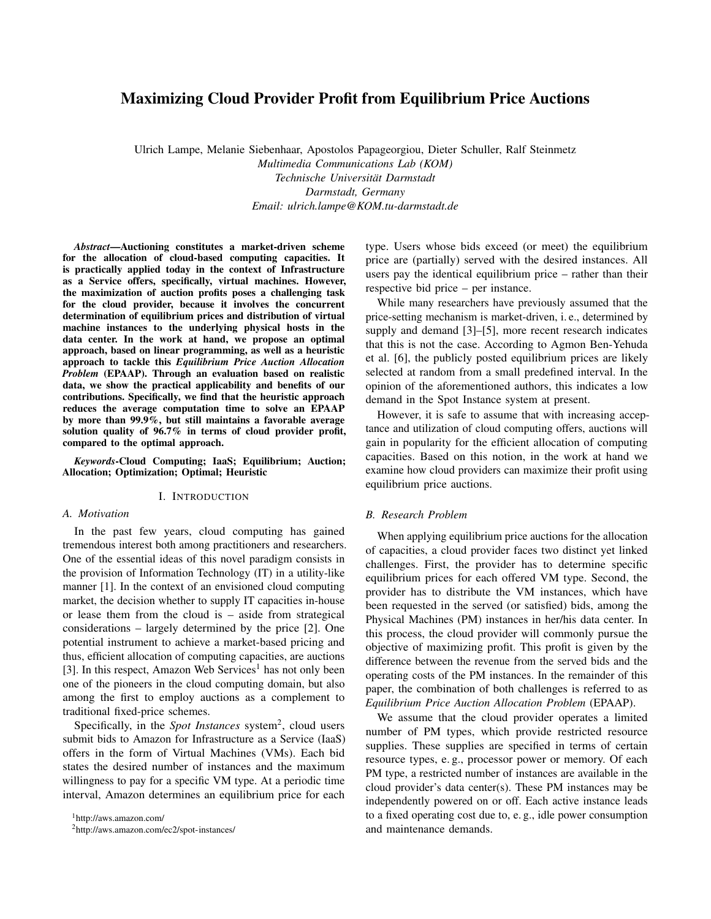# Maximizing Cloud Provider Profit from Equilibrium Price Auctions

Ulrich Lampe, Melanie Siebenhaar, Apostolos Papageorgiou, Dieter Schuller, Ralf Steinmetz
*Multimedia Communications Lab (KOM)*
*Technische Universität Darmstadt*
*Darmstadt, Germany*
*Email: ulrich.lampe@KOM.tu-darmstadt.de*

***Abstract*—Auctioning constitutes a market-driven scheme for the allocation of cloud-based computing capacities. It is practically applied today in the context of Infrastructure as a Service offers, specifically, virtual machines. However, the maximization of auction profits poses a challenging task for the cloud provider, because it involves the concurrent determination of equilibrium prices and distribution of virtual machine instances to the underlying physical hosts in the data center. In the work at hand, we propose an optimal approach, based on linear programming, as well as a heuristic approach to tackle this *Equilibrium Price Auction Allocation Problem* (EPAAP). Through an evaluation based on realistic data, we show the practical applicability and benefits of our contributions. Specifically, we find that the heuristic approach reduces the average computation time to solve an EPAAP by more than 99.9%, but still maintains a favorable average solution quality of 96.7% in terms of cloud provider profit, compared to the optimal approach.**

***Keywords*-Cloud Computing; IaaS; Equilibrium; Auction; Allocation; Optimization; Optimal; Heuristic**

## I. Introduction

### A. Motivation

In the past few years, cloud computing has gained tremendous interest both among practitioners and researchers. One of the essential ideas of this novel paradigm consists in the provision of Information Technology (IT) in a utility-like manner [1]. In the context of an envisioned cloud computing market, the decision whether to supply IT capacities in-house or lease them from the cloud is – aside from strategical considerations – largely determined by the price [2]. One potential instrument to achieve a market-based pricing and thus, efficient allocation of computing capacities, are auctions [3]. In this respect, Amazon Web Services[1] has not only been one of the pioneers in the cloud computing domain, but also among the first to employ auctions as a complement to traditional fixed-price schemes.

Specifically, in the *Spot Instances* system[2], cloud users submit bids to Amazon for Infrastructure as a Service (IaaS) offers in the form of Virtual Machines (VMs). Each bid states the desired number of instances and the maximum willingness to pay for a specific VM type. At a periodic time interval, Amazon determines an equilibrium price for each type. Users whose bids exceed (or meet) the equilibrium price are (partially) served with the desired instances. All users pay the identical equilibrium price – rather than their respective bid price – per instance.

While many researchers have previously assumed that the price-setting mechanism is market-driven, i. e., determined by supply and demand [3]–[5], more recent research indicates that this is not the case. According to Agmon Ben-Yehuda et al. [6], the publicly posted equilibrium prices are likely selected at random from a small predefined interval. In the opinion of the aforementioned authors, this indicates a low demand in the Spot Instance system at present.

However, it is safe to assume that with increasing acceptance and utilization of cloud computing offers, auctions will gain in popularity for the efficient allocation of computing capacities. Based on this notion, in the work at hand we examine how cloud providers can maximize their profit using equilibrium price auctions.

### B. Research Problem

When applying equilibrium price auctions for the allocation of capacities, a cloud provider faces two distinct yet linked challenges. First, the provider has to determine specific equilibrium prices for each offered VM type. Second, the provider has to distribute the VM instances, which have been requested in the served (or satisfied) bids, among the Physical Machines (PM) instances in her/his data center. In this process, the cloud provider will commonly pursue the objective of maximizing profit. This profit is given by the difference between the revenue from the served bids and the operating costs of the PM instances. In the remainder of this paper, the combination of both challenges is referred to as *Equilibrium Price Auction Allocation Problem* (EPAAP).

We assume that the cloud provider operates a limited number of PM types, which provide restricted resource supplies. These supplies are specified in terms of certain resource types, e. g., processor power or memory. Of each PM type, a restricted number of instances are available in the cloud provider's data center(s). These PM instances may be independently powered on or off. Each active instance leads to a fixed operating cost due to, e. g., idle power consumption and maintenance demands.

[1] http://aws.amazon.com/

[2] http://aws.amazon.com/ec2/spot-instances/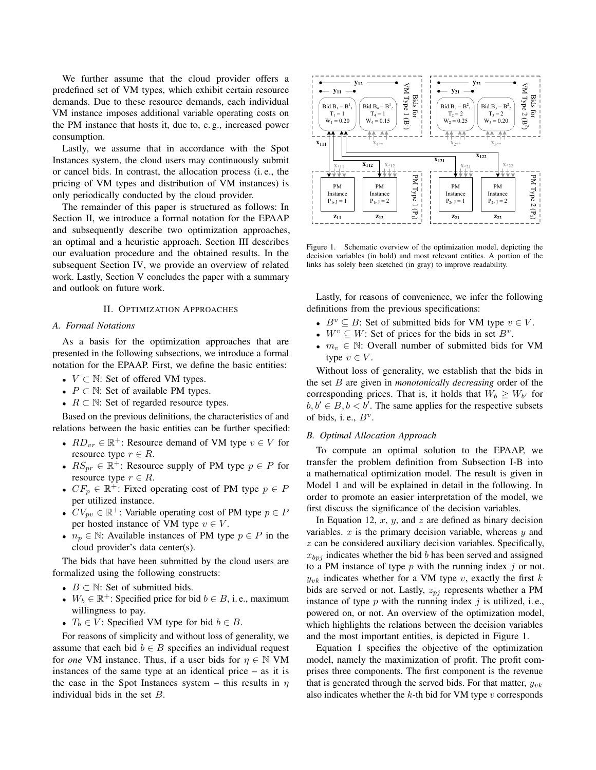We further assume that the cloud provider offers a predefined set of VM types, which exhibit certain resource demands. Due to these resource demands, each individual VM instance imposes additional variable operating costs on the PM instance that hosts it, due to, e. g., increased power consumption.

Lastly, we assume that in accordance with the Spot Instances system, the cloud users may continuously submit or cancel bids. In contrast, the allocation process (i. e., the pricing of VM types and distribution of VM instances) is only periodically conducted by the cloud provider.

The remainder of this paper is structured as follows: In Section II, we introduce a formal notation for the EPAAP and subsequently describe two optimization approaches, an optimal and a heuristic approach. Section III describes our evaluation procedure and the obtained results. In the subsequent Section IV, we provide an overview of related work. Lastly, Section V concludes the paper with a summary and outlook on future work.

## II. Optimization Approaches

### A. Formal Notations

As a basis for the optimization approaches that are presented in the following subsections, we introduce a formal notation for the EPAAP. First, we define the basic entities:

- $V \subset \mathbb{N}$: Set of offered VM types.
- $P \subset \mathbb{N}$: Set of available PM types.
- $R \subset \mathbb{N}$: Set of regarded resource types.

Based on the previous definitions, the characteristics of and relations between the basic entities can be further specified:

- $RD_{vr} \in \mathbb{R}^{+}$: Resource demand of VM type $v \in V$ for resource type $r \in R$.
- $RS_{pr} \in \mathbb{R}^{+}$: Resource supply of PM type $p \in P$ for resource type $r \in R$.
- $CF_{p} \in \mathbb{R}^{+}$: Fixed operating cost of PM type $p \in P$ per utilized instance.
- $CV_{pv} \in \mathbb{R}^{+}$: Variable operating cost of PM type $p \in P$ per hosted instance of VM type $v \in V$.
- $n_{p} \in \mathbb{N}$: Available instances of PM type $p \in P$ in the cloud provider's data center(s).

The bids that have been submitted by the cloud users are formalized using the following constructs:

- $B \subset \mathbb{N}$: Set of submitted bids.
- $W_{b} \in \mathbb{R}^{+}$: Specified price for bid $b \in B$, i. e., maximum willingness to pay.
- $T_{b} \in V$: Specified VM type for bid $b \in B$.

For reasons of simplicity and without loss of generality, we assume that each bid $b \in B$ specifies an individual request for *one* VM instance. Thus, if a user bids for $\eta \in \mathbb{N}$ VM instances of the same type at an identical price – as it is the case in the Spot Instances system – this results in $\eta$ individual bids in the set $B$.

Figure 1. Schematic overview of the optimization model, depicting the decision variables (in bold) and most relevant entities. A portion of the links has solely been sketched (in gray) to improve readability.

Lastly, for reasons of convenience, we infer the following definitions from the previous specifications:

- $B^{v} \subseteq B$: Set of submitted bids for VM type $v \in V$.
- $W^{v} \subseteq W$: Set of prices for the bids in set $B^{v}$.
- $m_{v} \in \mathbb{N}$: Overall number of submitted bids for VM type $v \in V$.

Without loss of generality, we establish that the bids in the set $B$ are given in *monotonically decreasing* order of the corresponding prices. That is, it holds that $W_{b} \geq W_{b'}$ for $b, b' \in B, b < b'$. The same applies for the respective subsets of bids, i. e., $B^{v}$.

### B. Optimal Allocation Approach

To compute an optimal solution to the EPAAP, we transfer the problem definition from Subsection I-B into a mathematical optimization model. The result is given in Model 1 and will be explained in detail in the following. In order to promote an easier interpretation of the model, we first discuss the significance of the decision variables.

In Equation 12, $x$, $y$, and $z$ are defined as binary decision variables. $x$ is the primary decision variable, whereas $y$ and $z$ can be considered auxiliary decision variables. Specifically, $x_{bpj}$ indicates whether the bid $b$ has been served and assigned to a PM instance of type $p$ with the running index $j$ or not. $y_{vk}$ indicates whether for a VM type $v$, exactly the first $k$ bids are served or not. Lastly, $z_{pj}$ represents whether a PM instance of type $p$ with the running index $j$ is utilized, i. e., powered on, or not. An overview of the optimization model, which highlights the relations between the decision variables and the most important entities, is depicted in Figure 1.

Equation 1 specifies the objective of the optimization model, namely the maximization of profit. The profit comprises three components. The first component is the revenue that is generated through the served bids. For that matter, $y_{vk}$ also indicates whether the $k$-th bid for VM type $v$ corresponds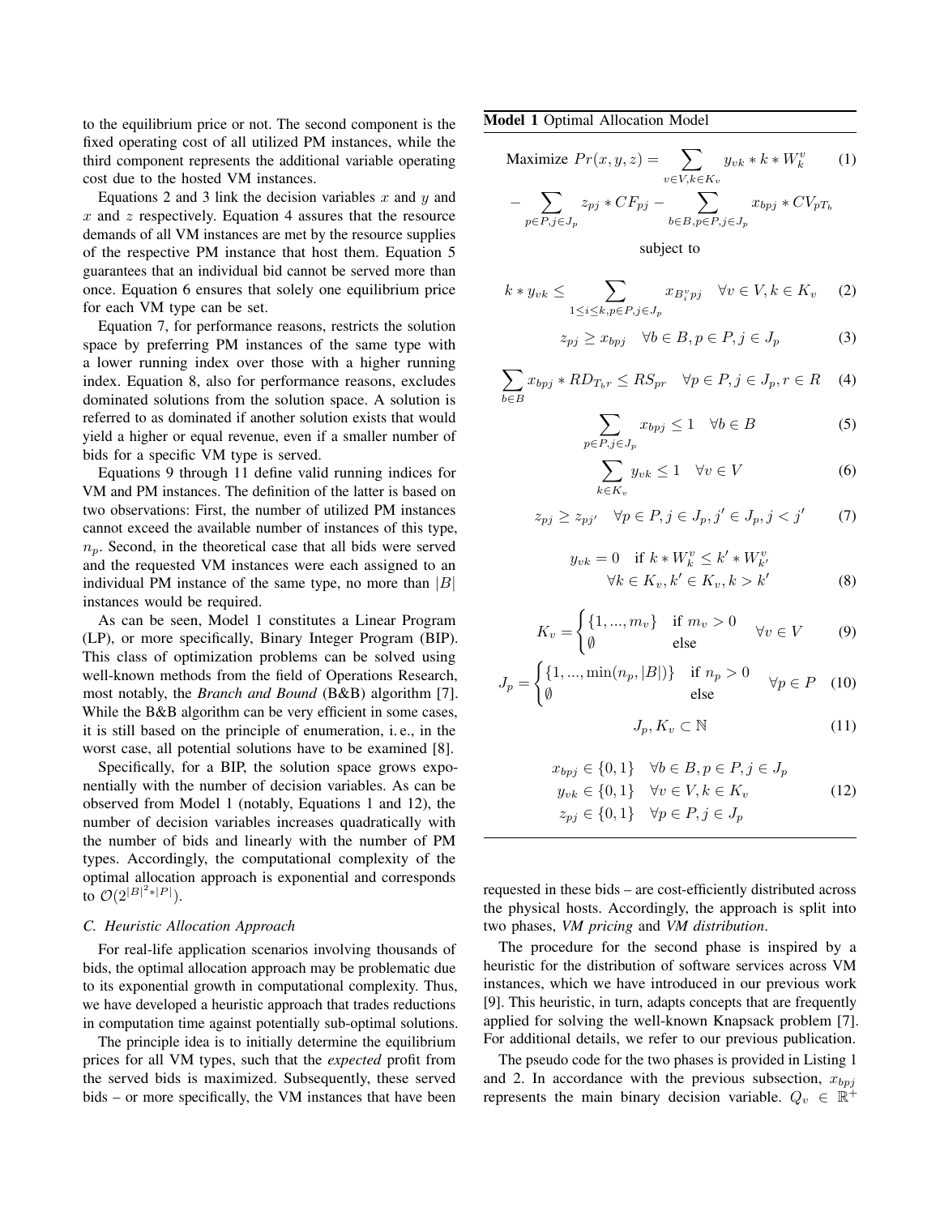to the equilibrium price or not. The second component is the fixed operating cost of all utilized PM instances, while the third component represents the additional variable operating cost due to the hosted VM instances.

Equations 2 and 3 link the decision variables $x$ and $y$ and $x$ and $z$ respectively. Equation 4 assures that the resource demands of all VM instances are met by the resource supplies of the respective PM instance that host them. Equation 5 guarantees that an individual bid cannot be served more than once. Equation 6 ensures that solely one equilibrium price for each VM type can be set.

Equation 7, for performance reasons, restricts the solution space by preferring PM instances of the same type with a lower running index over those with a higher running index. Equation 8, also for performance reasons, excludes dominated solutions from the solution space. A solution is referred to as dominated if another solution exists that would yield a higher or equal revenue, even if a smaller number of bids for a specific VM type is served.

Equations 9 through 11 define valid running indices for VM and PM instances. The definition of the latter is based on two observations: First, the number of utilized PM instances cannot exceed the available number of instances of this type, $n_p$. Second, in the theoretical case that all bids were served and the requested VM instances were each assigned to an individual PM instance of the same type, no more than $|B|$ instances would be required.

As can be seen, Model 1 constitutes a Linear Program (LP), or more specifically, Binary Integer Program (BIP). This class of optimization problems can be solved using well-known methods from the field of Operations Research, most notably, the *Branch and Bound* (B&B) algorithm [7]. While the B&B algorithm can be very efficient in some cases, it is still based on the principle of enumeration, i. e., in the worst case, all potential solutions have to be examined [8].

Specifically, for a BIP, the solution space grows exponentially with the number of decision variables. As can be observed from Model 1 (notably, Equations 1 and 12), the number of decision variables increases quadratically with the number of bids and linearly with the number of PM types. Accordingly, the computational complexity of the optimal allocation approach is exponential and corresponds to $\mathcal{O}(2^{|B|^2 * |P|})$.

### C. Heuristic Allocation Approach

For real-life application scenarios involving thousands of bids, the optimal allocation approach may be problematic due to its exponential growth in computational complexity. Thus, we have developed a heuristic approach that trades reductions in computation time against potentially sub-optimal solutions.

The principle idea is to initially determine the equilibrium prices for all VM types, such that the *expected* profit from the served bids is maximized. Subsequently, these served bids – or more specifically, the VM instances that have been requested in these bids – are cost-efficiently distributed across the physical hosts. Accordingly, the approach is split into two phases, *VM pricing* and *VM distribution*.

The procedure for the second phase is inspired by a heuristic for the distribution of software services across VM instances, which we have introduced in our previous work [9]. This heuristic, in turn, adapts concepts that are frequently applied for solving the well-known Knapsack problem [7]. For additional details, we refer to our previous publication.

The pseudo code for the two phases is provided in Listing 1 and 2. In accordance with the previous subsection, $x_{bpj}$ represents the main binary decision variable. $Q_v \in \mathbb{R}^+$

**Model 1** Optimal Allocation Model

$$\text{Maximize } Pr(x,y,z) = \sum_{v \in V, k \in K_v} y_{vk} * k * W_k^v \quad (1)$$

$$- \sum_{p \in P, j \in J_p} z_{pj} * CF_{pj} - \sum_{b \in B, p \in P, j \in J_p} x_{bpj} * CV_{pT_b}$$

subject to

$$k * y_{vk} \leq \sum_{1 \leq i \leq k, p \in P, j \in J_p} x_{B_i^v pj} \quad \forall v \in V, k \in K_v \quad (2)$$

$$z_{pj} \geq x_{bpj} \quad \forall b \in B, p \in P, j \in J_p \quad (3)$$

$$\sum_{b \in B} x_{bpj} * RD_{T_b r} \leq RS_{pr} \quad \forall p \in P, j \in J_p, r \in R \quad (4)$$

$$\sum_{p \in P, j \in J_p} x_{bpj} \leq 1 \quad \forall b \in B \quad (5)$$

$$\sum_{k \in K_v} y_{vk} \leq 1 \quad \forall v \in V \quad (6)$$

$$z_{pj} \geq z_{pj'} \quad \forall p \in P, j \in J_p, j' \in J_p, j < j' \quad (7)$$

$$y_{vk} = 0 \quad \text{if } k * W_k^v \leq k' * W_{k'}^v$$
$$\forall k \in K_v, k' \in K_v, k > k' \quad (8)$$

$$K_v = \begin{cases} \{1, ..., m_v\} & \text{if } m_v > 0 \\ \emptyset & \text{else} \end{cases} \quad \forall v \in V \quad (9)$$

$$J_p = \begin{cases} \{1, ..., \min(n_p, |B|)\} & \text{if } n_p > 0 \\ \emptyset & \text{else} \end{cases} \quad \forall p \in P \quad (10)$$

$$J_p, K_v \subset \mathbb{N} \quad (11)$$

$$\begin{aligned} x_{bpj} &\in \{0,1\} \quad \forall b \in B, p \in P, j \in J_p \\ y_{vk} &\in \{0,1\} \quad \forall v \in V, k \in K_v \\ z_{pj} &\in \{0,1\} \quad \forall p \in P, j \in J_p \end{aligned} \quad (12)$$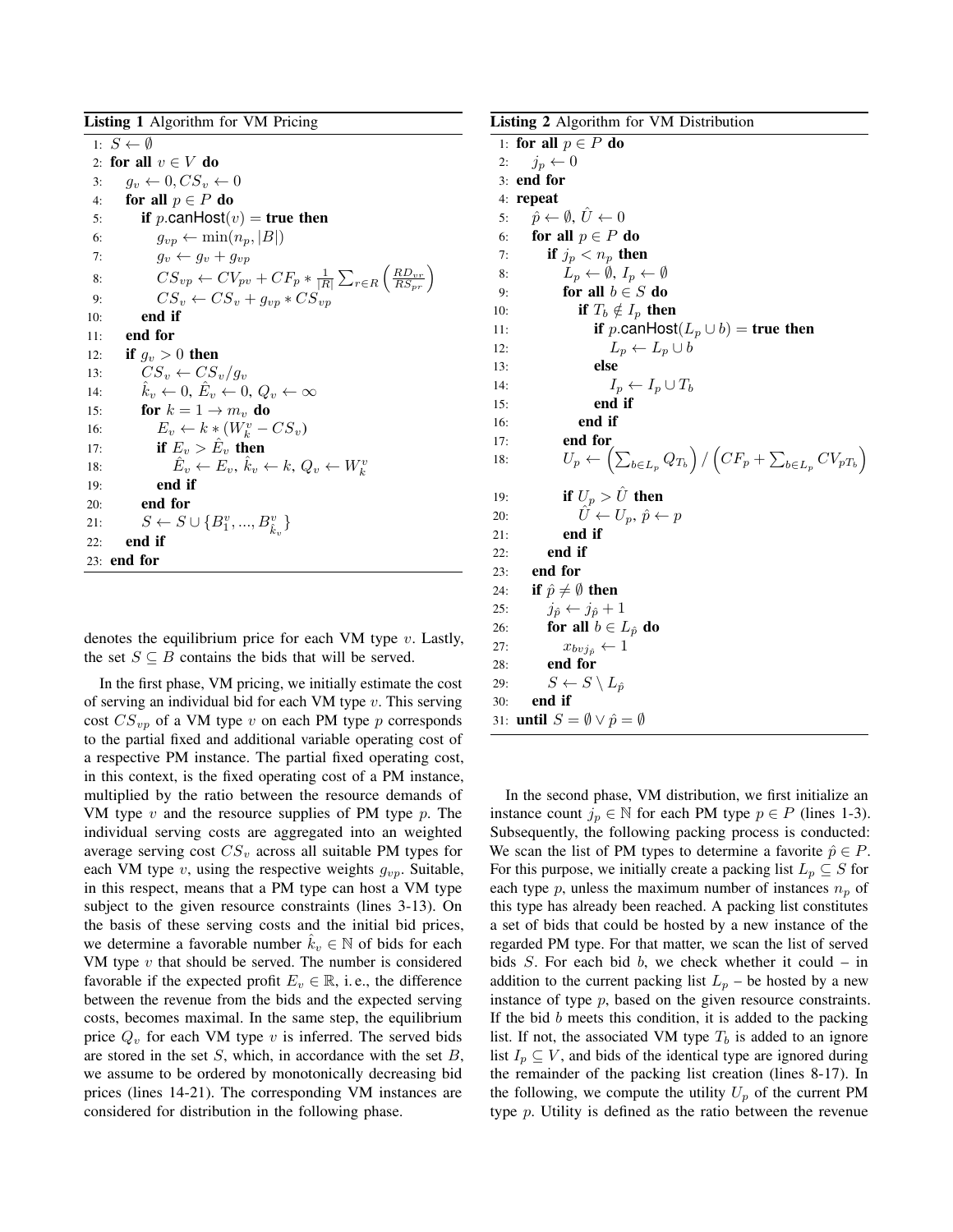**Listing 1** Algorithm for VM Pricing

```
1:  S ← ∅
2:  for all v ∈ V do
3:      g_v ← 0, CS_v ← 0
4:      for all p ∈ P do
5:          if p.canHost(v) = true then
6:              g_vp ← min(n_p, |B|)
7:              g_v ← g_v + g_vp
8:              CS_vp ← CV_pv + CF_p * 1/|R| Σ_{r∈R} (RD_vr / RS_pr)
9:              CS_v ← CS_v + g_vp * CS_vp
10:         end if
11:     end for
12:     if g_v > 0 then
13:         CS_v ← CS_v / g_v
14:         k̂_v ← 0, Ê_v ← 0, Q_v ← ∞
15:         for k = 1 → m_v do
16:             E_v ← k * (W_k^v − CS_v)
17:             if E_v > Ê_v then
18:                 Ê_v ← E_v, k̂_v ← k, Q_v ← W_k^v
19:             end if
20:         end for
21:         S ← S ∪ {B_1^v, ..., B_{k̂_v}^v}
22:     end if
23: end for
```

denotes the equilibrium price for each VM type $v$. Lastly, the set $S \subseteq B$ contains the bids that will be served.

In the first phase, VM pricing, we initially estimate the cost of serving an individual bid for each VM type $v$. This serving cost $CS_{vp}$ of a VM type $v$ on each PM type $p$ corresponds to the partial fixed and additional variable operating cost of a respective PM instance. The partial fixed operating cost, in this context, is the fixed operating cost of a PM instance, multiplied by the ratio between the resource demands of VM type $v$ and the resource supplies of PM type $p$. The individual serving costs are aggregated into an weighted average serving cost $CS_v$ across all suitable PM types for each VM type $v$, using the respective weights $g_{vp}$. Suitable, in this respect, means that a PM type can host a VM type subject to the given resource constraints (lines 3-13). On the basis of these serving costs and the initial bid prices, we determine a favorable number $\hat{k}_v \in \mathbb{N}$ of bids for each VM type $v$ that should be served. The number is considered favorable if the expected profit $E_v \in \mathbb{R}$, i. e., the difference between the revenue from the bids and the expected serving costs, becomes maximal. In the same step, the equilibrium price $Q_v$ for each VM type $v$ is inferred. The served bids are stored in the set $S$, which, in accordance with the set $B$, we assume to be ordered by monotonically decreasing bid prices (lines 14-21). The corresponding VM instances are considered for distribution in the following phase.

**Listing 2** Algorithm for VM Distribution

```
1:  for all p ∈ P do
2:      j_p ← 0
3:  end for
4:  repeat
5:      p̂ ← ∅, Û ← 0
6:      for all p ∈ P do
7:          if j_p < n_p then
8:              L_p ← ∅, I_p ← ∅
9:              for all b ∈ S do
10:                 if T_b ∉ I_p then
11:                     if p.canHost(L_p ∪ b) = true then
12:                         L_p ← L_p ∪ b
13:                     else
14:                         I_p ← I_p ∪ T_b
15:                     end if
16:                 end if
17:             end for
18:             U_p ← (Σ_{b∈L_p} Q_{T_b}) / (CF_p + Σ_{b∈L_p} CV_{pT_b})
19:             if U_p > Û then
20:                 Û ← U_p, p̂ ← p
21:             end if
22:         end if
23:     end for
24:     if p̂ ≠ ∅ then
25:         j_p̂ ← j_p̂ + 1
26:         for all b ∈ L_p̂ do
27:             x_{bvj_p̂} ← 1
28:         end for
29:         S ← S \ L_p̂
30:     end if
31: until S = ∅ ∨ p̂ = ∅
```

In the second phase, VM distribution, we first initialize an instance count $j_p \in \mathbb{N}$ for each PM type $p \in P$ (lines 1-3). Subsequently, the following packing process is conducted: We scan the list of PM types to determine a favorite $\hat{p} \in P$. For this purpose, we initially create a packing list $L_p \subseteq S$ for each type $p$, unless the maximum number of instances $n_p$ of this type has already been reached. A packing list constitutes a set of bids that could be hosted by a new instance of the regarded PM type. For that matter, we scan the list of served bids $S$. For each bid $b$, we check whether it could – in addition to the current packing list $L_p$ – be hosted by a new instance of type $p$, based on the given resource constraints. If the bid $b$ meets this condition, it is added to the packing list. If not, the associated VM type $T_b$ is added to an ignore list $I_p \subseteq V$, and bids of the identical type are ignored during the remainder of the packing list creation (lines 8-17). In the following, we compute the utility $U_p$ of the current PM type $p$. Utility is defined as the ratio between the revenue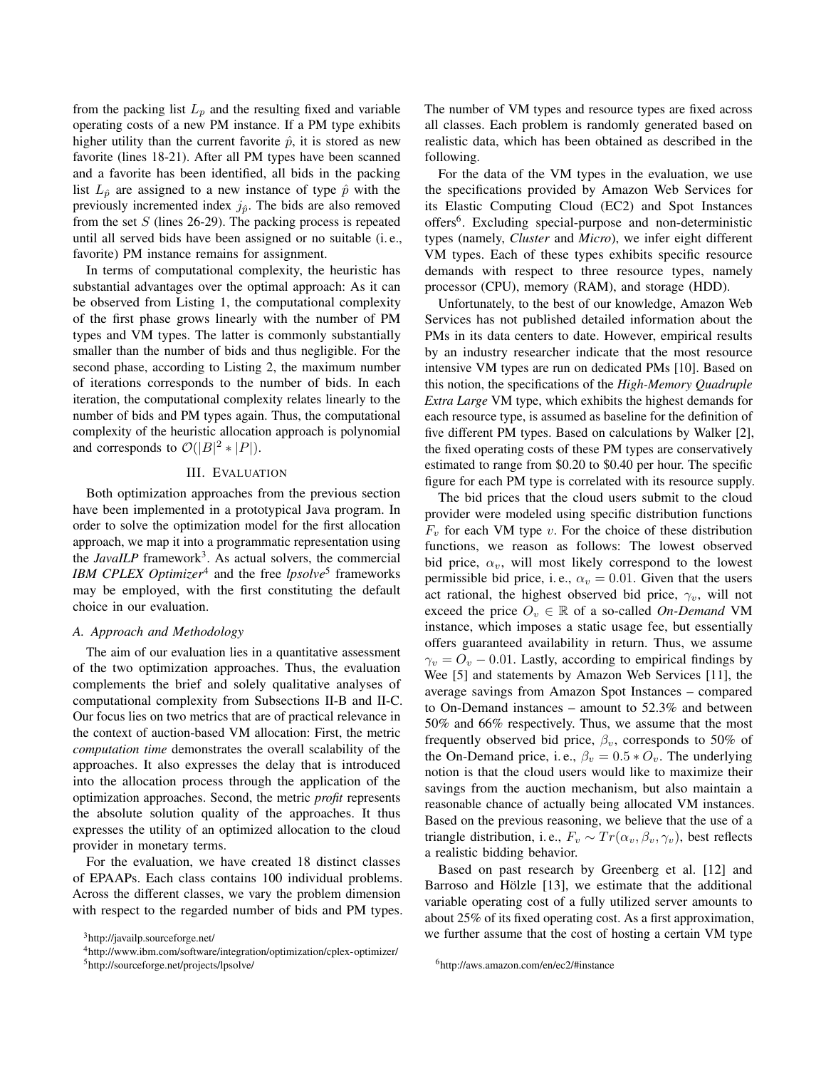from the packing list $L_p$ and the resulting fixed and variable operating costs of a new PM instance. If a PM type exhibits higher utility than the current favorite $\hat{p}$, it is stored as new favorite (lines 18-21). After all PM types have been scanned and a favorite has been identified, all bids in the packing list $L_{\hat{p}}$ are assigned to a new instance of type $\hat{p}$ with the previously incremented index $j_{\hat{p}}$. The bids are also removed from the set $S$ (lines 26-29). The packing process is repeated until all served bids have been assigned or no suitable (i. e., favorite) PM instance remains for assignment.

In terms of computational complexity, the heuristic has substantial advantages over the optimal approach: As it can be observed from Listing 1, the computational complexity of the first phase grows linearly with the number of PM types and VM types. The latter is commonly substantially smaller than the number of bids and thus negligible. For the second phase, according to Listing 2, the maximum number of iterations corresponds to the number of bids. In each iteration, the computational complexity relates linearly to the number of bids and PM types again. Thus, the computational complexity of the heuristic allocation approach is polynomial and corresponds to $\mathcal{O}(|B|^2 * |P|)$.

## III. Evaluation

Both optimization approaches from the previous section have been implemented in a prototypical Java program. In order to solve the optimization model for the first allocation approach, we map it into a programmatic representation using the ***JavaILP*** framework[3]. As actual solvers, the commercial ***IBM CPLEX Optimizer***[4] and the free ***lpsolve***[5] frameworks may be employed, with the first constituting the default choice in our evaluation.

### A. Approach and Methodology

The aim of our evaluation lies in a quantitative assessment of the two optimization approaches. Thus, the evaluation complements the brief and solely qualitative analyses of computational complexity from Subsections II-B and II-C. Our focus lies on two metrics that are of practical relevance in the context of auction-based VM allocation: First, the metric *computation time* demonstrates the overall scalability of the approaches. It also expresses the delay that is introduced into the allocation process through the application of the optimization approaches. Second, the metric *profit* represents the absolute solution quality of the approaches. It thus expresses the utility of an optimized allocation to the cloud provider in monetary terms.

For the evaluation, we have created 18 distinct classes of EPAAPs. Each class contains 100 individual problems. Across the different classes, we vary the problem dimension with respect to the regarded number of bids and PM types. The number of VM types and resource types are fixed across all classes. Each problem is randomly generated based on realistic data, which has been obtained as described in the following.

For the data of the VM types in the evaluation, we use the specifications provided by Amazon Web Services for its Elastic Computing Cloud (EC2) and Spot Instances offers[6]. Excluding special-purpose and non-deterministic types (namely, *Cluster* and *Micro*), we infer eight different VM types. Each of these types exhibits specific resource demands with respect to three resource types, namely processor (CPU), memory (RAM), and storage (HDD).

Unfortunately, to the best of our knowledge, Amazon Web Services has not published detailed information about the PMs in its data centers to date. However, empirical results by an industry researcher indicate that the most resource intensive VM types are run on dedicated PMs [10]. Based on this notion, the specifications of the ***High-Memory Quadruple Extra Large*** VM type, which exhibits the highest demands for each resource type, is assumed as baseline for the definition of five different PM types. Based on calculations by Walker [2], the fixed operating costs of these PM types are conservatively estimated to range from \$0.20 to \$0.40 per hour. The specific figure for each PM type is correlated with its resource supply.

The bid prices that the cloud users submit to the cloud provider were modeled using specific distribution functions $F_v$ for each VM type $v$. For the choice of these distribution functions, we reason as follows: The lowest observed bid price, $\alpha_v$, will most likely correspond to the lowest permissible bid price, i. e., $\alpha_v = 0.01$. Given that the users act rational, the highest observed bid price, $\gamma_v$, will not exceed the price $O_v \in \mathbb{R}$ of a so-called *On-Demand* VM instance, which imposes a static usage fee, but essentially offers guaranteed availability in return. Thus, we assume $\gamma_v = O_v - 0.01$. Lastly, according to empirical findings by Wee [5] and statements by Amazon Web Services [11], the average savings from Amazon Spot Instances – compared to On-Demand instances – amount to 52.3% and between 50% and 66% respectively. Thus, we assume that the most frequently observed bid price, $\beta_v$, corresponds to 50% of the On-Demand price, i. e., $\beta_v = 0.5 * O_v$. The underlying notion is that the cloud users would like to maximize their savings from the auction mechanism, but also maintain a reasonable chance of actually being allocated VM instances. Based on the previous reasoning, we believe that the use of a triangle distribution, i. e., $F_v \sim Tr(\alpha_v, \beta_v, \gamma_v)$, best reflects a realistic bidding behavior.

Based on past research by Greenberg et al. [12] and Barroso and Hölzle [13], we estimate that the additional variable operating cost of a fully utilized server amounts to about 25% of its fixed operating cost. As a first approximation, we further assume that the cost of hosting a certain VM type

[3] http://javailp.sourceforge.net/

[4] http://www.ibm.com/software/integration/optimization/cplex-optimizer/

[5] http://sourceforge.net/projects/lpsolve/

[6] http://aws.amazon.com/en/ec2/#instance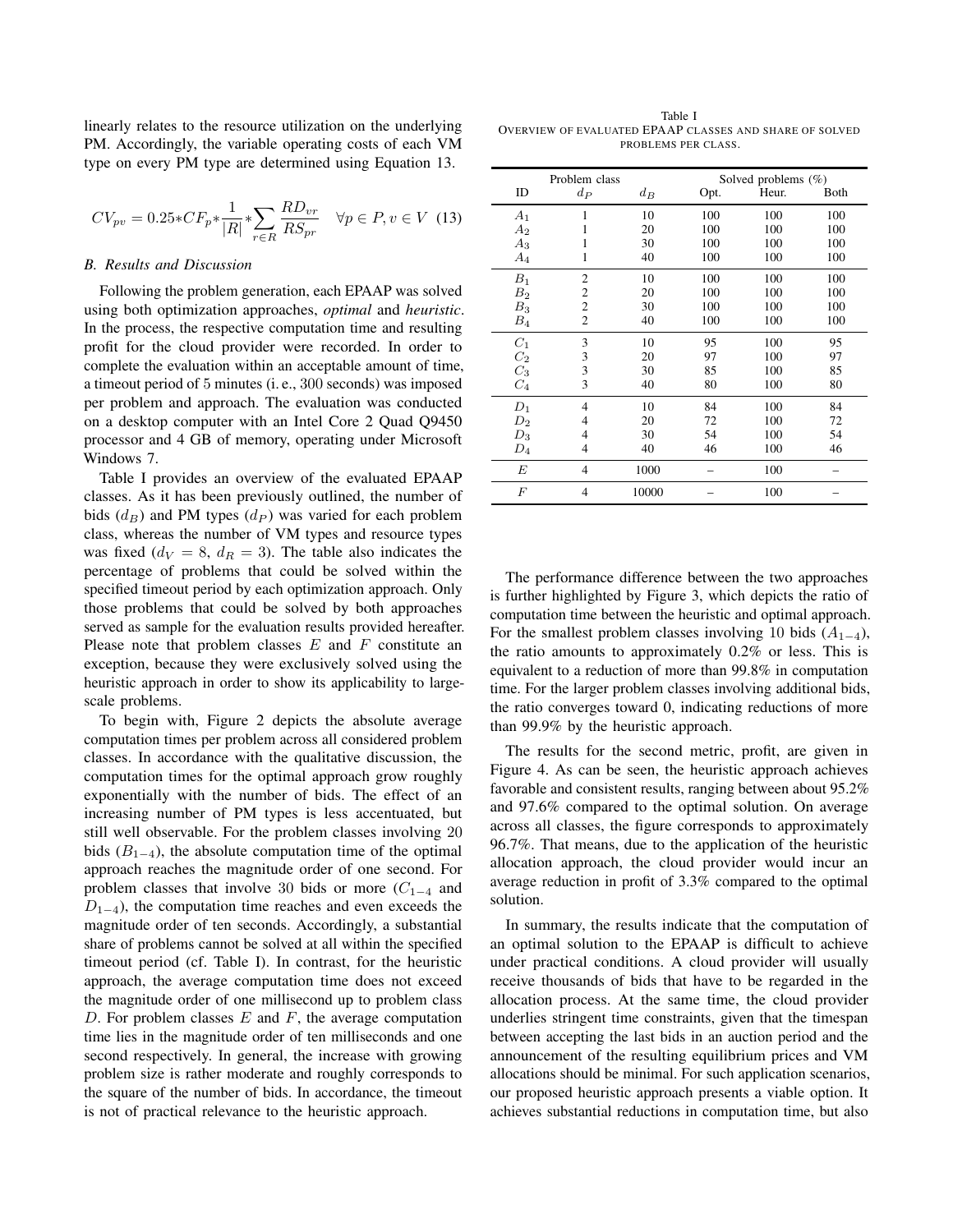linearly relates to the resource utilization on the underlying PM. Accordingly, the variable operating costs of each VM type on every PM type are determined using Equation 13.

$$CV_{pv} = 0.25 * CF_p * \frac{1}{|R|} * \sum_{r \in R} \frac{RD_{vr}}{RS_{pr}} \quad \forall p \in P, v \in V \quad (13)$$

### B. Results and Discussion

Following the problem generation, each EPAAP was solved using both optimization approaches, *optimal* and *heuristic*. In the process, the respective computation time and resulting profit for the cloud provider were recorded. In order to complete the evaluation within an acceptable amount of time, a timeout period of 5 minutes (i. e., 300 seconds) was imposed per problem and approach. The evaluation was conducted on a desktop computer with an Intel Core 2 Quad Q9450 processor and 4 GB of memory, operating under Microsoft Windows 7.

Table I provides an overview of the evaluated EPAAP classes. As it has been previously outlined, the number of bids ($d_B$) and PM types ($d_P$) was varied for each problem class, whereas the number of VM types and resource types was fixed ($d_V = 8$, $d_R = 3$). The table also indicates the percentage of problems that could be solved within the specified timeout period by each optimization approach. Only those problems that could be solved by both approaches served as sample for the evaluation results provided hereafter. Please note that problem classes $E$ and $F$ constitute an exception, because they were exclusively solved using the heuristic approach in order to show its applicability to large-scale problems.

To begin with, Figure 2 depicts the absolute average computation times per problem across all considered problem classes. In accordance with the qualitative discussion, the computation times for the optimal approach grow roughly exponentially with the number of bids. The effect of an increasing number of PM types is less accentuated, but still well observable. For the problem classes involving 20 bids ($B_{1-4}$), the absolute computation time of the optimal approach reaches the magnitude order of one second. For problem classes that involve 30 bids or more ($C_{1-4}$ and $D_{1-4}$), the computation time reaches and even exceeds the magnitude order of ten seconds. Accordingly, a substantial share of problems cannot be solved at all within the specified timeout period (cf. Table I). In contrast, for the heuristic approach, the average computation time does not exceed the magnitude order of one millisecond up to problem class $D$. For problem classes $E$ and $F$, the average computation time lies in the magnitude order of ten milliseconds and one second respectively. In general, the increase with growing problem size is rather moderate and roughly corresponds to the square of the number of bids. In accordance, the timeout is not of practical relevance to the heuristic approach.

Table I
OVERVIEW OF EVALUATED EPAAP CLASSES AND SHARE OF SOLVED PROBLEMS PER CLASS.

| Problem class | | | Solved problems (%) | | |
|---|---|---|---|---|---|
| ID | $d_P$ | $d_B$ | Opt. | Heur. | Both |
| $A_1$ | 1 | 10 | 100 | 100 | 100 |
| $A_2$ | 1 | 20 | 100 | 100 | 100 |
| $A_3$ | 1 | 30 | 100 | 100 | 100 |
| $A_4$ | 1 | 40 | 100 | 100 | 100 |
| $B_1$ | 2 | 10 | 100 | 100 | 100 |
| $B_2$ | 2 | 20 | 100 | 100 | 100 |
| $B_3$ | 2 | 30 | 100 | 100 | 100 |
| $B_4$ | 2 | 40 | 100 | 100 | 100 |
| $C_1$ | 3 | 10 | 95 | 100 | 95 |
| $C_2$ | 3 | 20 | 97 | 100 | 97 |
| $C_3$ | 3 | 30 | 85 | 100 | 85 |
| $C_4$ | 3 | 40 | 80 | 100 | 80 |
| $D_1$ | 4 | 10 | 84 | 100 | 84 |
| $D_2$ | 4 | 20 | 72 | 100 | 72 |
| $D_3$ | 4 | 30 | 54 | 100 | 54 |
| $D_4$ | 4 | 40 | 46 | 100 | 46 |
| $E$ | 4 | 1000 | – | 100 | – |
| $F$ | 4 | 10000 | – | 100 | – |

The performance difference between the two approaches is further highlighted by Figure 3, which depicts the ratio of computation time between the heuristic and optimal approach. For the smallest problem classes involving 10 bids ($A_{1-4}$), the ratio amounts to approximately 0.2% or less. This is equivalent to a reduction of more than 99.8% in computation time. For the larger problem classes involving additional bids, the ratio converges toward 0, indicating reductions of more than 99.9% by the heuristic approach.

The results for the second metric, profit, are given in Figure 4. As can be seen, the heuristic approach achieves favorable and consistent results, ranging between about 95.2% and 97.6% compared to the optimal solution. On average across all classes, the figure corresponds to approximately 96.7%. That means, due to the application of the heuristic allocation approach, the cloud provider would incur an average reduction in profit of 3.3% compared to the optimal solution.

In summary, the results indicate that the computation of an optimal solution to the EPAAP is difficult to achieve under practical conditions. A cloud provider will usually receive thousands of bids that have to be regarded in the allocation process. At the same time, the cloud provider underlies stringent time constraints, given that the timespan between accepting the last bids in an auction period and the announcement of the resulting equilibrium prices and VM allocations should be minimal. For such application scenarios, our proposed heuristic approach presents a viable option. It achieves substantial reductions in computation time, but also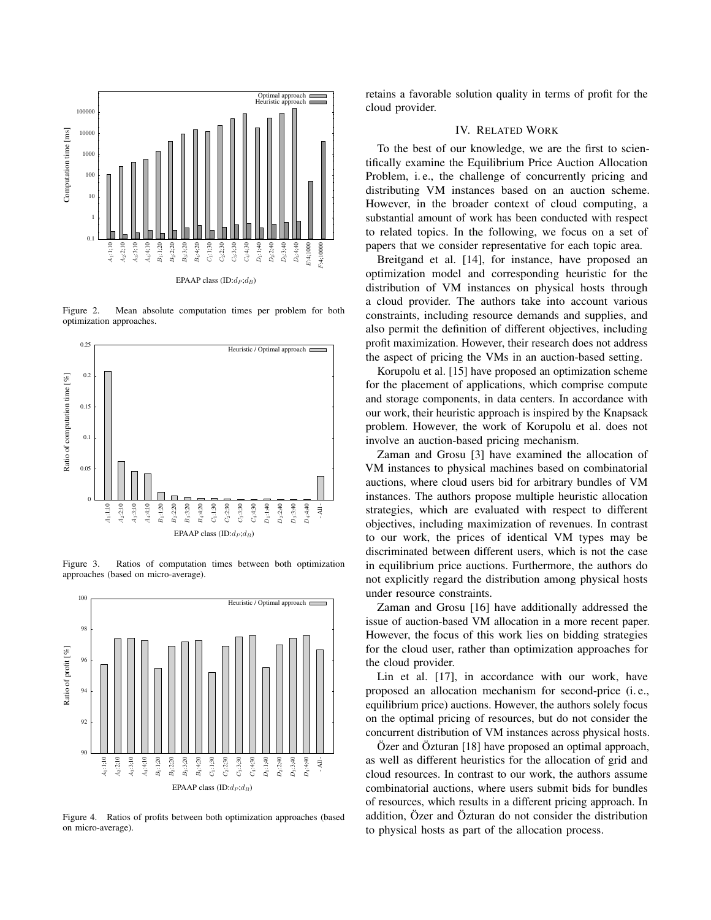Figure 2. Mean absolute computation times per problem for both optimization approaches.

Figure 3. Ratios of computation times between both optimization approaches (based on micro-average).

Figure 4. Ratios of profits between both optimization approaches (based on micro-average).

retains a favorable solution quality in terms of profit for the cloud provider.

## IV. Related Work

To the best of our knowledge, we are the first to scientifically examine the Equilibrium Price Auction Allocation Problem, i. e., the challenge of concurrently pricing and distributing VM instances based on an auction scheme. However, in the broader context of cloud computing, a substantial amount of work has been conducted with respect to related topics. In the following, we focus on a set of papers that we consider representative for each topic area.

Breitgand et al. [14], for instance, have proposed an optimization model and corresponding heuristic for the distribution of VM instances on physical hosts through a cloud provider. The authors take into account various constraints, including resource demands and supplies, and also permit the definition of different objectives, including profit maximization. However, their research does not address the aspect of pricing the VMs in an auction-based setting.

Korupolu et al. [15] have proposed an optimization scheme for the placement of applications, which comprise compute and storage components, in data centers. In accordance with our work, their heuristic approach is inspired by the Knapsack problem. However, the work of Korupolu et al. does not involve an auction-based pricing mechanism.

Zaman and Grosu [3] have examined the allocation of VM instances to physical machines based on combinatorial auctions, where cloud users bid for arbitrary bundles of VM instances. The authors propose multiple heuristic allocation strategies, which are evaluated with respect to different objectives, including maximization of revenues. In contrast to our work, the prices of identical VM types may be discriminated between different users, which is not the case in equilibrium price auctions. Furthermore, the authors do not explicitly regard the distribution among physical hosts under resource constraints.

Zaman and Grosu [16] have additionally addressed the issue of auction-based VM allocation in a more recent paper. However, the focus of this work lies on bidding strategies for the cloud user, rather than optimization approaches for the cloud provider.

Lin et al. [17], in accordance with our work, have proposed an allocation mechanism for second-price (i. e., equilibrium price) auctions. However, the authors solely focus on the optimal pricing of resources, but do not consider the concurrent distribution of VM instances across physical hosts.

Özer and Özturan [18] have proposed an optimal approach, as well as different heuristics for the allocation of grid and cloud resources. In contrast to our work, the authors assume combinatorial auctions, where users submit bids for bundles of resources, which results in a different pricing approach. In addition, Özer and Özturan do not consider the distribution to physical hosts as part of the allocation process.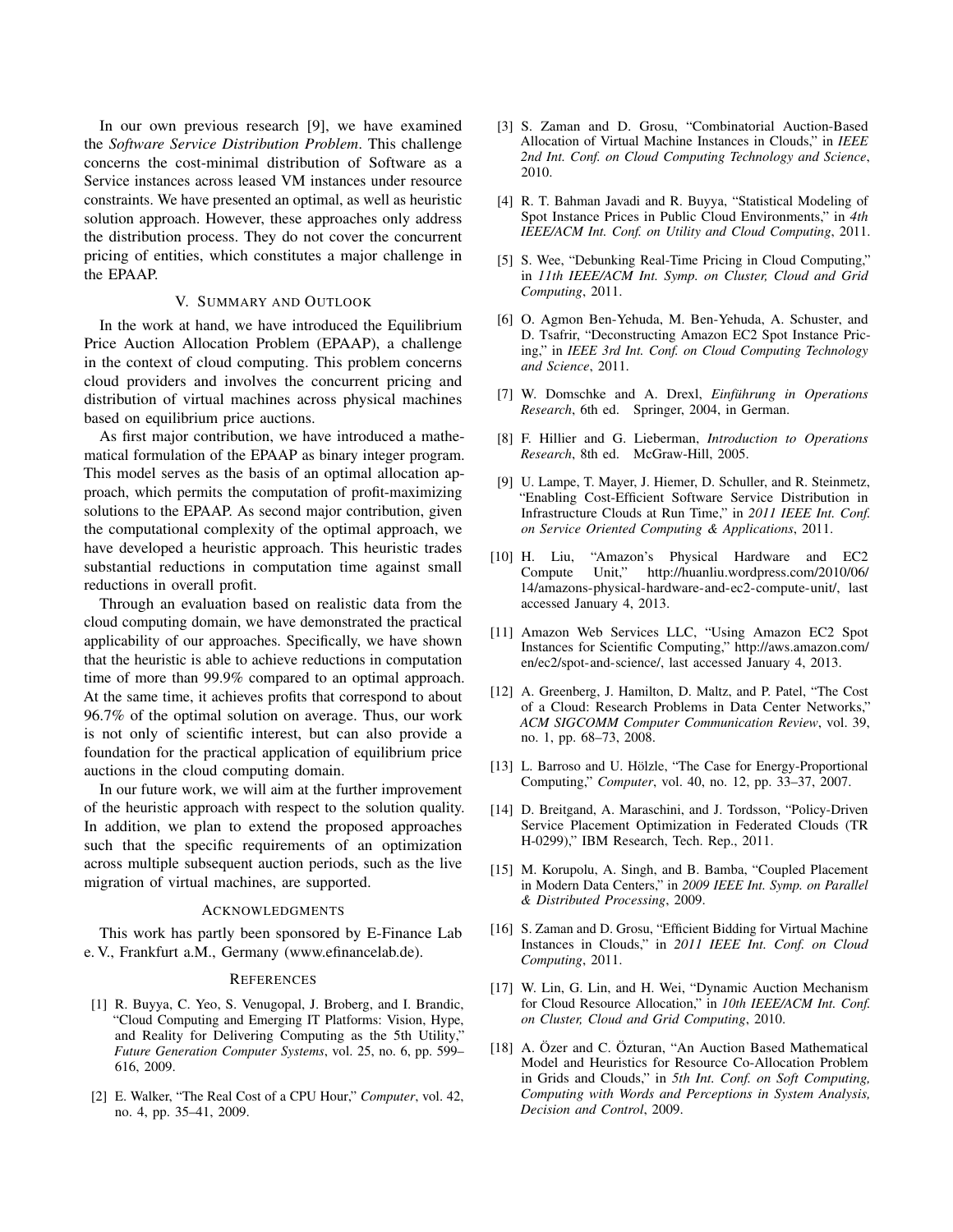In our own previous research [9], we have examined the *Software Service Distribution Problem*. This challenge concerns the cost-minimal distribution of Software as a Service instances across leased VM instances under resource constraints. We have presented an optimal, as well as heuristic solution approach. However, these approaches only address the distribution process. They do not cover the concurrent pricing of entities, which constitutes a major challenge in the EPAAP.

## V. Summary and Outlook

In the work at hand, we have introduced the Equilibrium Price Auction Allocation Problem (EPAAP), a challenge in the context of cloud computing. This problem concerns cloud providers and involves the concurrent pricing and distribution of virtual machines across physical machines based on equilibrium price auctions.

As first major contribution, we have introduced a mathematical formulation of the EPAAP as binary integer program. This model serves as the basis of an optimal allocation approach, which permits the computation of profit-maximizing solutions to the EPAAP. As second major contribution, given the computational complexity of the optimal approach, we have developed a heuristic approach. This heuristic trades substantial reductions in computation time against small reductions in overall profit.

Through an evaluation based on realistic data from the cloud computing domain, we have demonstrated the practical applicability of our approaches. Specifically, we have shown that the heuristic is able to achieve reductions in computation time of more than 99.9% compared to an optimal approach. At the same time, it achieves profits that correspond to about 96.7% of the optimal solution on average. Thus, our work is not only of scientific interest, but can also provide a foundation for the practical application of equilibrium price auctions in the cloud computing domain.

In our future work, we will aim at the further improvement of the heuristic approach with respect to the solution quality. In addition, we plan to extend the proposed approaches such that the specific requirements of an optimization across multiple subsequent auction periods, such as the live migration of virtual machines, are supported.

## Acknowledgments

This work has partly been sponsored by E-Finance Lab e. V., Frankfurt a.M., Germany (www.efinancelab.de).

## References

[1] R. Buyya, C. Yeo, S. Venugopal, J. Broberg, and I. Brandic, "Cloud Computing and Emerging IT Platforms: Vision, Hype, and Reality for Delivering Computing as the 5th Utility," *Future Generation Computer Systems*, vol. 25, no. 6, pp. 599–616, 2009.

[2] E. Walker, "The Real Cost of a CPU Hour," *Computer*, vol. 42, no. 4, pp. 35–41, 2009.

[3] S. Zaman and D. Grosu, "Combinatorial Auction-Based Allocation of Virtual Machine Instances in Clouds," in *IEEE 2nd Int. Conf. on Cloud Computing Technology and Science*, 2010.

[4] R. T. Bahman Javadi and R. Buyya, "Statistical Modeling of Spot Instance Prices in Public Cloud Environments," in *4th IEEE/ACM Int. Conf. on Utility and Cloud Computing*, 2011.

[5] S. Wee, "Debunking Real-Time Pricing in Cloud Computing," in *11th IEEE/ACM Int. Symp. on Cluster, Cloud and Grid Computing*, 2011.

[6] O. Agmon Ben-Yehuda, M. Ben-Yehuda, A. Schuster, and D. Tsafrir, "Deconstructing Amazon EC2 Spot Instance Pricing," in *IEEE 3rd Int. Conf. on Cloud Computing Technology and Science*, 2011.

[7] W. Domschke and A. Drexl, *Einführung in Operations Research*, 6th ed. Springer, 2004, in German.

[8] F. Hillier and G. Lieberman, *Introduction to Operations Research*, 8th ed. McGraw-Hill, 2005.

[9] U. Lampe, T. Mayer, J. Hiemer, D. Schuller, and R. Steinmetz, "Enabling Cost-Efficient Software Service Distribution in Infrastructure Clouds at Run Time," in *2011 IEEE Int. Conf. on Service Oriented Computing & Applications*, 2011.

[10] H. Liu, "Amazon's Physical Hardware and EC2 Compute Unit," http://huanliu.wordpress.com/2010/06/14/amazons-physical-hardware-and-ec2-compute-unit/, last accessed January 4, 2013.

[11] Amazon Web Services LLC, "Using Amazon EC2 Spot Instances for Scientific Computing," http://aws.amazon.com/en/ec2/spot-and-science/, last accessed January 4, 2013.

[12] A. Greenberg, J. Hamilton, D. Maltz, and P. Patel, "The Cost of a Cloud: Research Problems in Data Center Networks," *ACM SIGCOMM Computer Communication Review*, vol. 39, no. 1, pp. 68–73, 2008.

[13] L. Barroso and U. Hölzle, "The Case for Energy-Proportional Computing," *Computer*, vol. 40, no. 12, pp. 33–37, 2007.

[14] D. Breitgand, A. Maraschini, and J. Tordsson, "Policy-Driven Service Placement Optimization in Federated Clouds (TR H-0299)," IBM Research, Tech. Rep., 2011.

[15] M. Korupolu, A. Singh, and B. Bamba, "Coupled Placement in Modern Data Centers," in *2009 IEEE Int. Symp. on Parallel & Distributed Processing*, 2009.

[16] S. Zaman and D. Grosu, "Efficient Bidding for Virtual Machine Instances in Clouds," in *2011 IEEE Int. Conf. on Cloud Computing*, 2011.

[17] W. Lin, G. Lin, and H. Wei, "Dynamic Auction Mechanism for Cloud Resource Allocation," in *10th IEEE/ACM Int. Conf. on Cluster, Cloud and Grid Computing*, 2010.

[18] A. Özer and C. Özturan, "An Auction Based Mathematical Model and Heuristics for Resource Co-Allocation Problem in Grids and Clouds," in *5th Int. Conf. on Soft Computing, Computing with Words and Perceptions in System Analysis, Decision and Control*, 2009.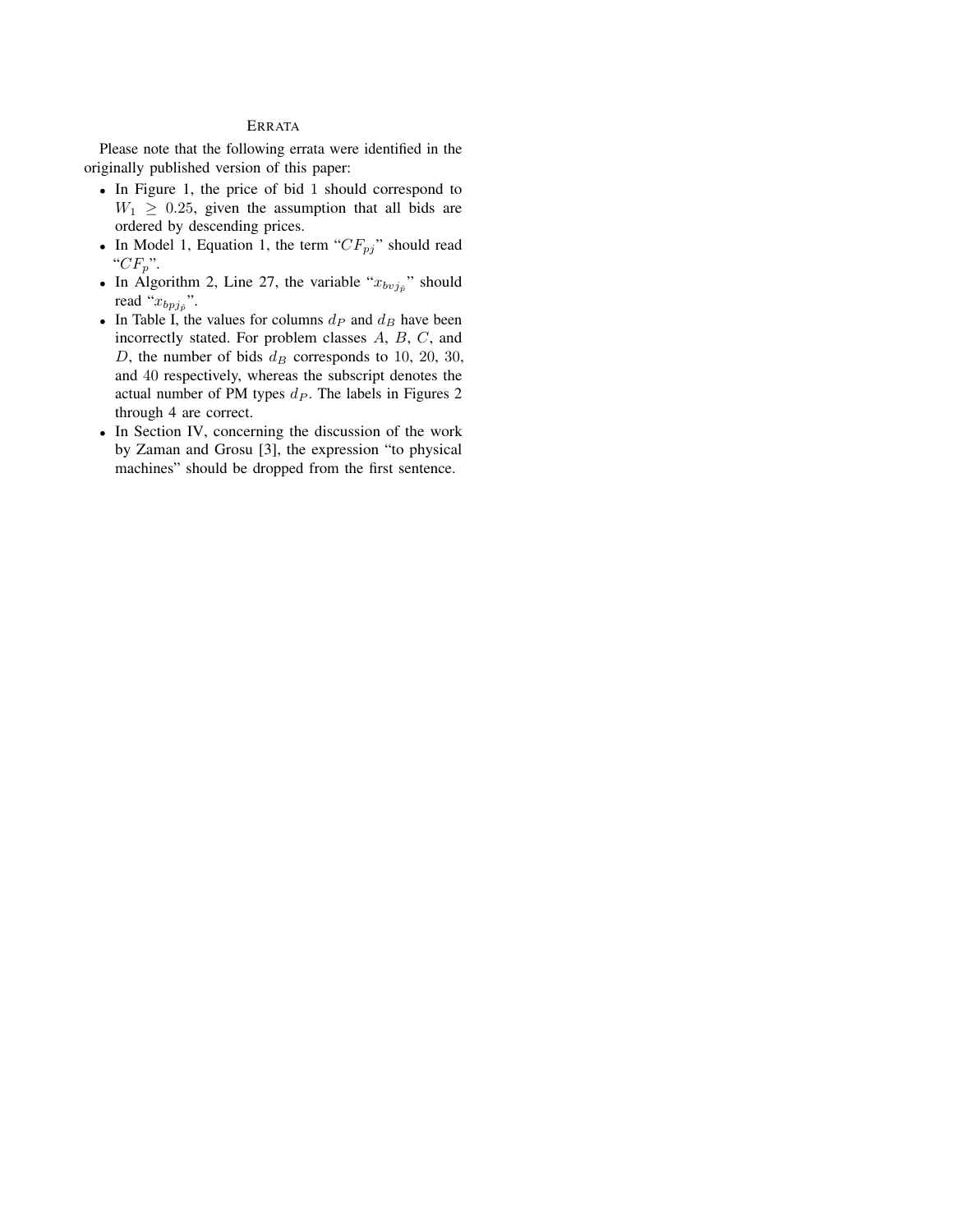## ERRATA

Please note that the following errata were identified in the originally published version of this paper:

- In Figure 1, the price of bid 1 should correspond to $W_1 \geq 0.25$, given the assumption that all bids are ordered by descending prices.
- In Model 1, Equation 1, the term "$CF_{pj}$" should read "$CF_p$".
- In Algorithm 2, Line 27, the variable "$x_{bvj_{\hat{p}}}$" should read "$x_{bpj_{\hat{p}}}$".
- In Table I, the values for columns $d_P$ and $d_B$ have been incorrectly stated. For problem classes $A$, $B$, $C$, and $D$, the number of bids $d_B$ corresponds to 10, 20, 30, and 40 respectively, whereas the subscript denotes the actual number of PM types $d_P$. The labels in Figures 2 through 4 are correct.
- In Section IV, concerning the discussion of the work by Zaman and Grosu [3], the expression "to physical machines" should be dropped from the first sentence.